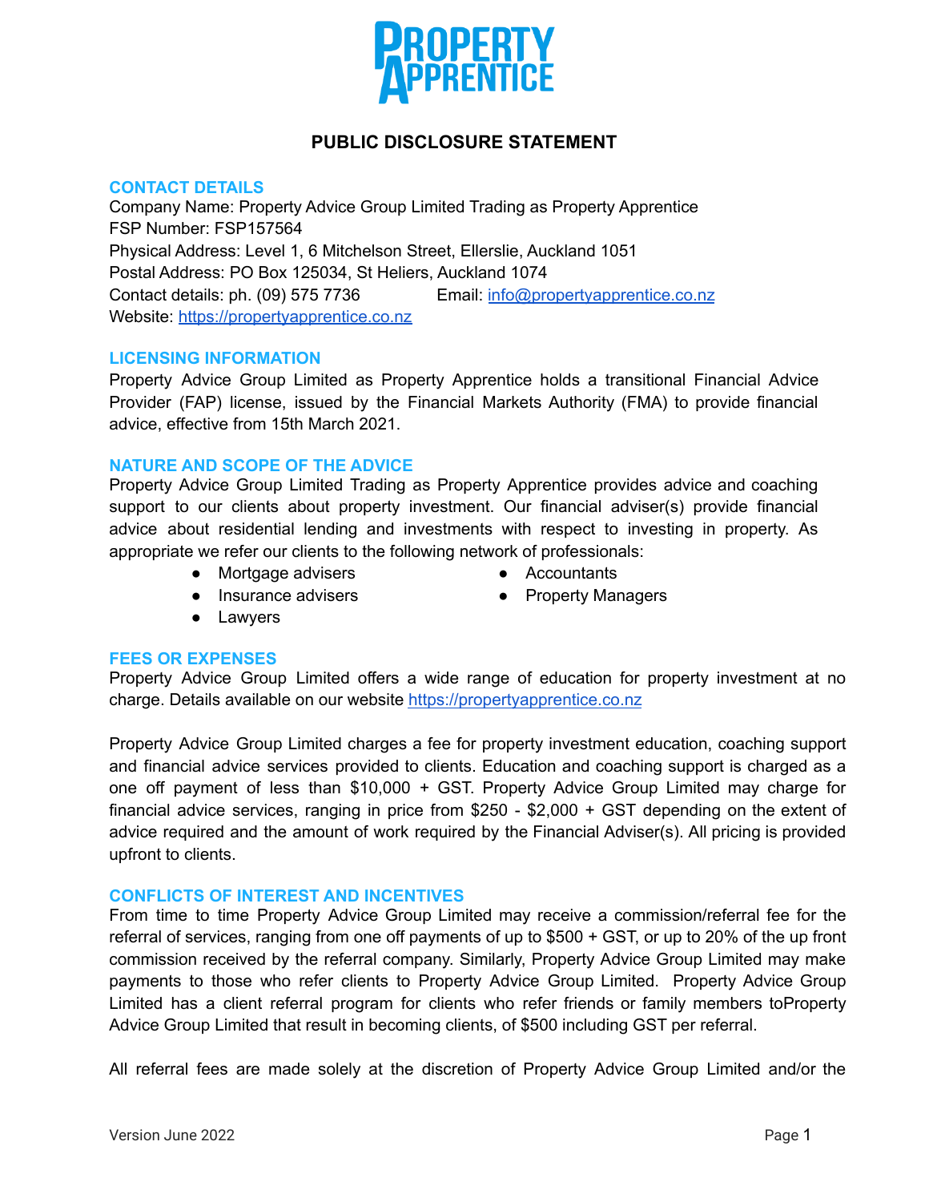# PUBLIC DISCLOSURE STATEMENT

## CONTACT DETAILS

Company Name: Property Advice Group Limited Trading as Property Apprentice
FSP Number: FSP157564
Physical Address: Level 1, 6 Mitchelson Street, Ellerslie, Auckland 1051
Postal Address: PO Box 125034, St Heliers, Auckland 1074
Contact details: ph. (09) 575 7736 Email: info@propertyapprentice.co.nz
Website: https://propertyapprentice.co.nz

## LICENSING INFORMATION

Property Advice Group Limited as Property Apprentice holds a transitional Financial Advice Provider (FAP) license, issued by the Financial Markets Authority (FMA) to provide financial advice, effective from 15th March 2021.

## NATURE AND SCOPE OF THE ADVICE

Property Advice Group Limited Trading as Property Apprentice provides advice and coaching support to our clients about property investment. Our financial adviser(s) provide financial advice about residential lending and investments with respect to investing in property. As appropriate we refer our clients to the following network of professionals:

- Mortgage advisers
- Insurance advisers
- Lawyers
- Accountants
- Property Managers

## FEES OR EXPENSES

Property Advice Group Limited offers a wide range of education for property investment at no charge. Details available on our website https://propertyapprentice.co.nz

Property Advice Group Limited charges a fee for property investment education, coaching support and financial advice services provided to clients. Education and coaching support is charged as a one off payment of less than $10,000 + GST. Property Advice Group Limited may charge for financial advice services, ranging in price from $250 - $2,000 + GST depending on the extent of advice required and the amount of work required by the Financial Adviser(s). All pricing is provided upfront to clients.

## CONFLICTS OF INTEREST AND INCENTIVES

From time to time Property Advice Group Limited may receive a commission/referral fee for the referral of services, ranging from one off payments of up to $500 + GST, or up to 20% of the up front commission received by the referral company. Similarly, Property Advice Group Limited may make payments to those who refer clients to Property Advice Group Limited. Property Advice Group Limited has a client referral program for clients who refer friends or family members toProperty Advice Group Limited that result in becoming clients, of $500 including GST per referral.

All referral fees are made solely at the discretion of Property Advice Group Limited and/or the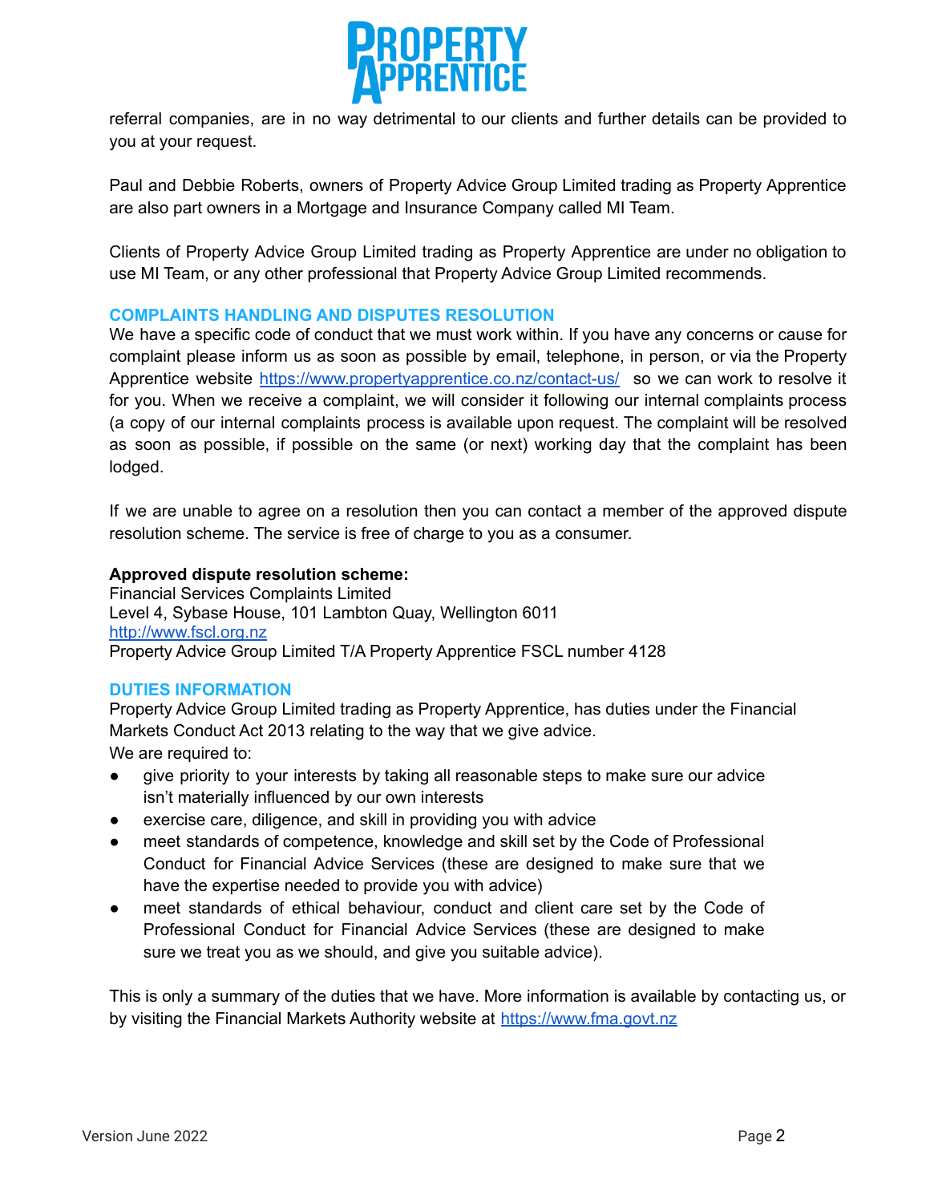referral companies, are in no way detrimental to our clients and further details can be provided to you at your request.

Paul and Debbie Roberts, owners of Property Advice Group Limited trading as Property Apprentice are also part owners in a Mortgage and Insurance Company called MI Team.

Clients of Property Advice Group Limited trading as Property Apprentice are under no obligation to use MI Team, or any other professional that Property Advice Group Limited recommends.

## COMPLAINTS HANDLING AND DISPUTES RESOLUTION

We have a specific code of conduct that we must work within. If you have any concerns or cause for complaint please inform us as soon as possible by email, telephone, in person, or via the Property Apprentice website https://www.propertyapprentice.co.nz/contact-us/ so we can work to resolve it for you. When we receive a complaint, we will consider it following our internal complaints process (a copy of our internal complaints process is available upon request. The complaint will be resolved as soon as possible, if possible on the same (or next) working day that the complaint has been lodged.

If we are unable to agree on a resolution then you can contact a member of the approved dispute resolution scheme. The service is free of charge to you as a consumer.

**Approved dispute resolution scheme:**
Financial Services Complaints Limited
Level 4, Sybase House, 101 Lambton Quay, Wellington 6011
http://www.fscl.org.nz
Property Advice Group Limited T/A Property Apprentice FSCL number 4128

## DUTIES INFORMATION

Property Advice Group Limited trading as Property Apprentice, has duties under the Financial Markets Conduct Act 2013 relating to the way that we give advice.
We are required to:

- give priority to your interests by taking all reasonable steps to make sure our advice isn't materially influenced by our own interests
- exercise care, diligence, and skill in providing you with advice
- meet standards of competence, knowledge and skill set by the Code of Professional Conduct for Financial Advice Services (these are designed to make sure that we have the expertise needed to provide you with advice)
- meet standards of ethical behaviour, conduct and client care set by the Code of Professional Conduct for Financial Advice Services (these are designed to make sure we treat you as we should, and give you suitable advice).

This is only a summary of the duties that we have. More information is available by contacting us, or by visiting the Financial Markets Authority website at https://www.fma.govt.nz

Version June 2022